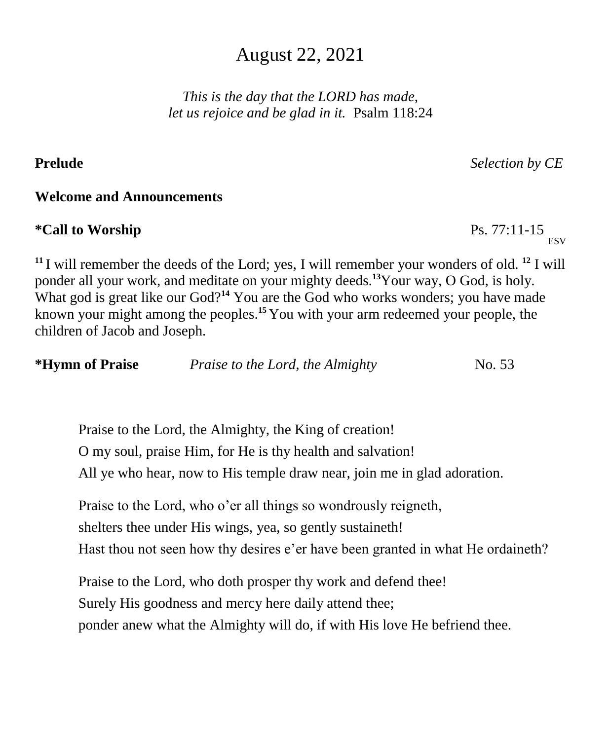# August 22, 2021

*This is the day that the LORD has made,*
*let us rejoice and be glad in it.* Psalm 118:24

**Prelude** *Selection by CE*

**Welcome and Announcements**

**\*Call to Worship** Ps. 77:11-15 ESV

[11] I will remember the deeds of the Lord; yes, I will remember your wonders of old. [12] I will ponder all your work, and meditate on your mighty deeds.[13] Your way, O God, is holy. What god is great like our God?[14] You are the God who works wonders; you have made known your might among the peoples.[15] You with your arm redeemed your people, the children of Jacob and Joseph.

**\*Hymn of Praise** *Praise to the Lord, the Almighty* No. 53

Praise to the Lord, the Almighty, the King of creation!
O my soul, praise Him, for He is thy health and salvation!
All ye who hear, now to His temple draw near, join me in glad adoration.

Praise to the Lord, who o'er all things so wondrously reigneth,
shelters thee under His wings, yea, so gently sustaineth!
Hast thou not seen how thy desires e'er have been granted in what He ordaineth?

Praise to the Lord, who doth prosper thy work and defend thee!
Surely His goodness and mercy here daily attend thee;
ponder anew what the Almighty will do, if with His love He befriend thee.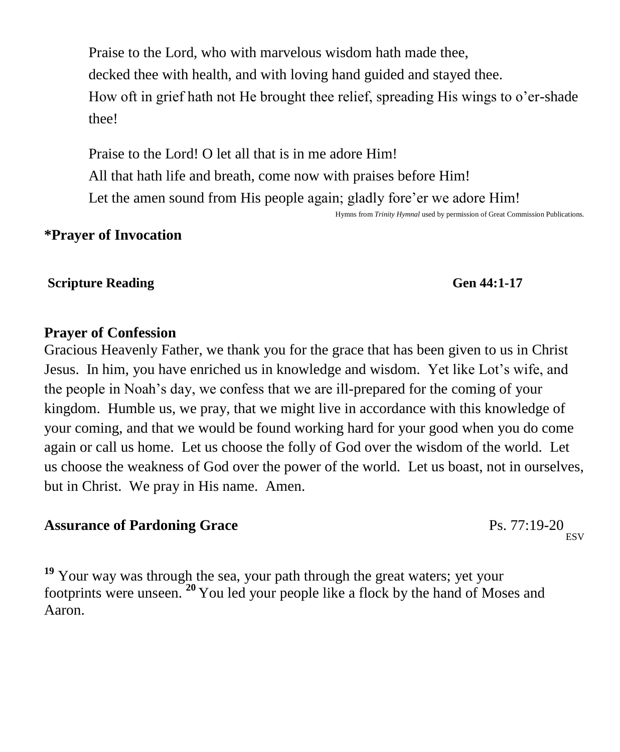Praise to the Lord, who with marvelous wisdom hath made thee,
decked thee with health, and with loving hand guided and stayed thee.
How oft in grief hath not He brought thee relief, spreading His wings to o'er-shade thee!

Praise to the Lord! O let all that is in me adore Him!
All that hath life and breath, come now with praises before Him!
Let the amen sound from His people again; gladly fore'er we adore Him!

Hymns from *Trinity Hymnal* used by permission of Great Commission Publications.

**\*Prayer of Invocation**

**Scripture Reading** **Gen 44:1-17**

**Prayer of Confession**

Gracious Heavenly Father, we thank you for the grace that has been given to us in Christ Jesus. In him, you have enriched us in knowledge and wisdom. Yet like Lot's wife, and the people in Noah's day, we confess that we are ill-prepared for the coming of your kingdom. Humble us, we pray, that we might live in accordance with this knowledge of your coming, and that we would be found working hard for your good when you do come again or call us home. Let us choose the folly of God over the wisdom of the world. Let us choose the weakness of God over the power of the world. Let us boast, not in ourselves, but in Christ. We pray in His name. Amen.

**Assurance of Pardoning Grace** Ps. 77:19-20 ESV

[19] Your way was through the sea, your path through the great waters; yet your footprints were unseen. [20] You led your people like a flock by the hand of Moses and Aaron.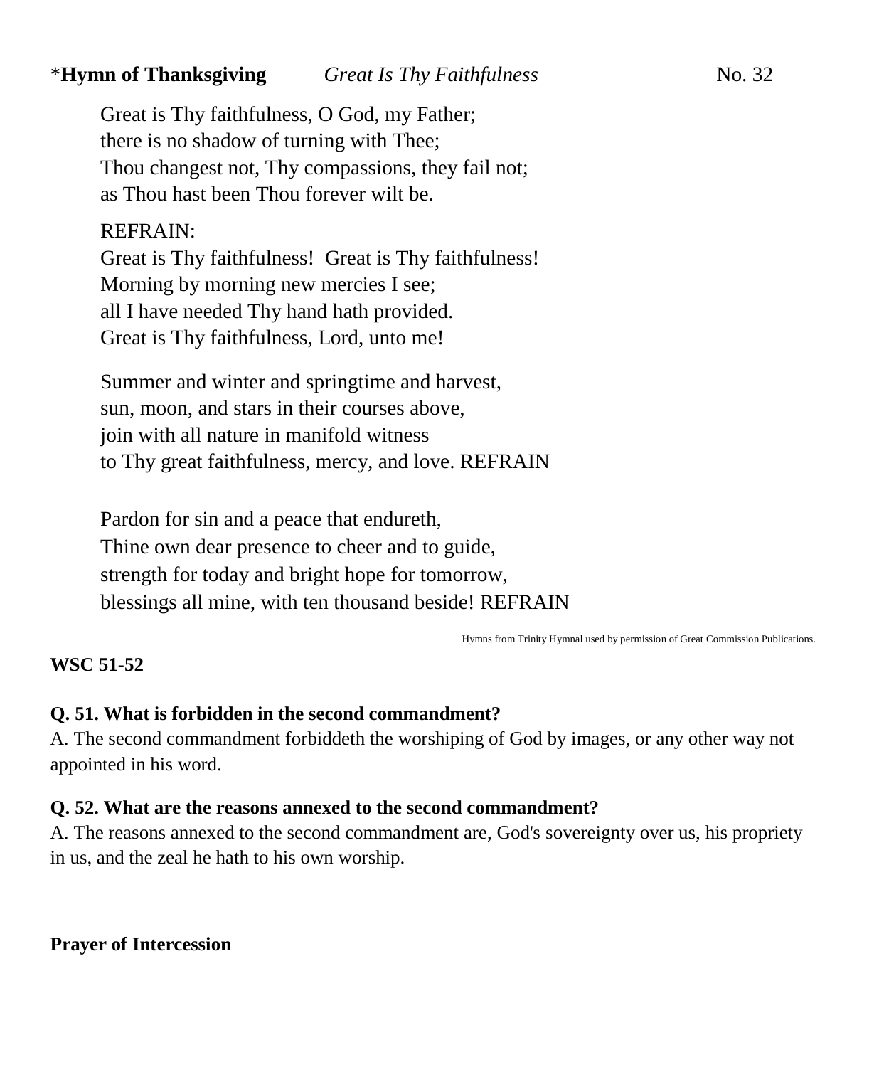\***Hymn of Thanksgiving** *Great Is Thy Faithfulness* No. 32

Great is Thy faithfulness, O God, my Father;
there is no shadow of turning with Thee;
Thou changest not, Thy compassions, they fail not;
as Thou hast been Thou forever wilt be.

REFRAIN:
Great is Thy faithfulness! Great is Thy faithfulness!
Morning by morning new mercies I see;
all I have needed Thy hand hath provided.
Great is Thy faithfulness, Lord, unto me!

Summer and winter and springtime and harvest,
sun, moon, and stars in their courses above,
join with all nature in manifold witness
to Thy great faithfulness, mercy, and love. REFRAIN

Pardon for sin and a peace that endureth,
Thine own dear presence to cheer and to guide,
strength for today and bright hope for tomorrow,
blessings all mine, with ten thousand beside! REFRAIN

Hymns from Trinity Hymnal used by permission of Great Commission Publications.

**WSC 51-52**

**Q. 51. What is forbidden in the second commandment?**
A. The second commandment forbiddeth the worshiping of God by images, or any other way not appointed in his word.

**Q. 52. What are the reasons annexed to the second commandment?**
A. The reasons annexed to the second commandment are, God's sovereignty over us, his propriety in us, and the zeal he hath to his own worship.

**Prayer of Intercession**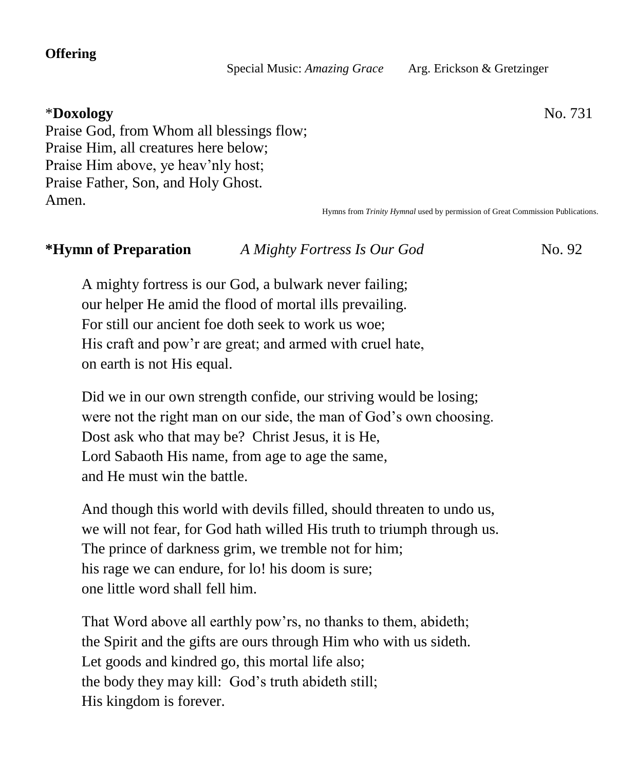**Offering**

Special Music: *Amazing Grace* Arg. Erickson & Gretzinger

***Doxology** No. 731

Praise God, from Whom all blessings flow;
Praise Him, all creatures here below;
Praise Him above, ye heav'nly host;
Praise Father, Son, and Holy Ghost.
Amen.

Hymns from *Trinity Hymnal* used by permission of Great Commission Publications.

***Hymn of Preparation** *A Mighty Fortress Is Our God* No. 92

A mighty fortress is our God, a bulwark never failing;
our helper He amid the flood of mortal ills prevailing.
For still our ancient foe doth seek to work us woe;
His craft and pow'r are great; and armed with cruel hate,
on earth is not His equal.

Did we in our own strength confide, our striving would be losing;
were not the right man on our side, the man of God's own choosing.
Dost ask who that may be? Christ Jesus, it is He,
Lord Sabaoth His name, from age to age the same,
and He must win the battle.

And though this world with devils filled, should threaten to undo us,
we will not fear, for God hath willed His truth to triumph through us.
The prince of darkness grim, we tremble not for him;
his rage we can endure, for lo! his doom is sure;
one little word shall fell him.

That Word above all earthly pow'rs, no thanks to them, abideth;
the Spirit and the gifts are ours through Him who with us sideth.
Let goods and kindred go, this mortal life also;
the body they may kill: God's truth abideth still;
His kingdom is forever.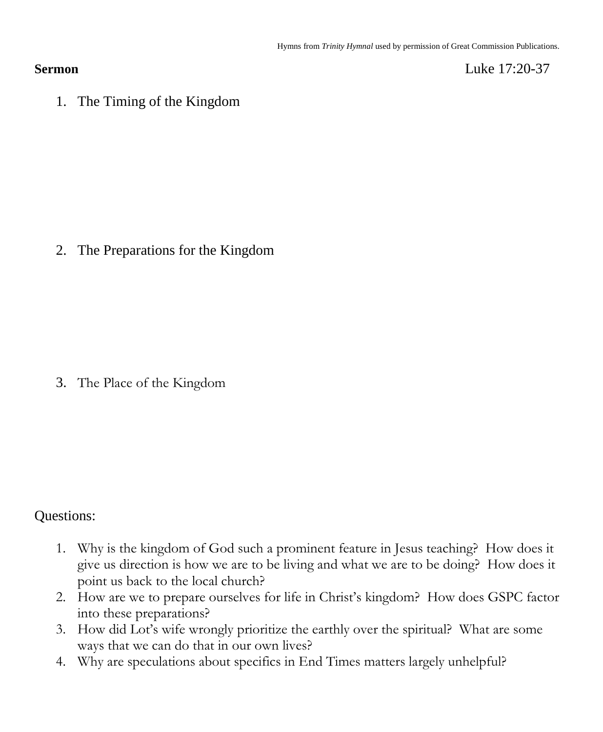Hymns from *Trinity Hymnal* used by permission of Great Commission Publications.

**Sermon** Luke 17:20-37

1. The Timing of the Kingdom

2. The Preparations for the Kingdom

3. The Place of the Kingdom

Questions:

1. Why is the kingdom of God such a prominent feature in Jesus teaching? How does it give us direction is how we are to be living and what we are to be doing? How does it point us back to the local church?
2. How are we to prepare ourselves for life in Christ's kingdom? How does GSPC factor into these preparations?
3. How did Lot's wife wrongly prioritize the earthly over the spiritual? What are some ways that we can do that in our own lives?
4. Why are speculations about specifics in End Times matters largely unhelpful?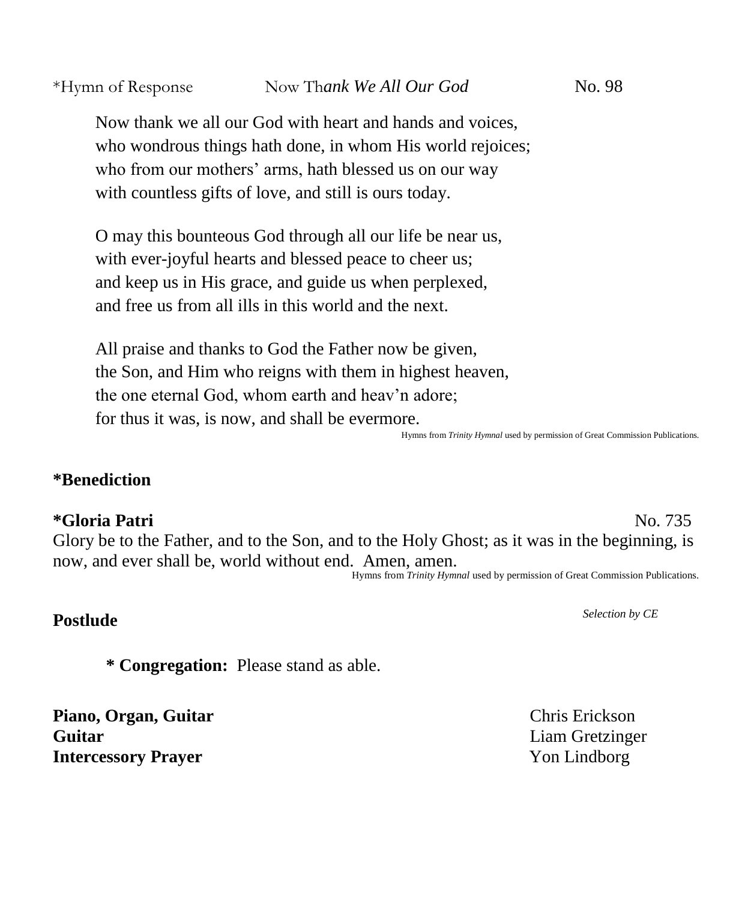*Hymn of Response    Now Th*ank We All Our God*    No. 98

Now thank we all our God with heart and hands and voices,
who wondrous things hath done, in whom His world rejoices;
who from our mothers' arms, hath blessed us on our way
with countless gifts of love, and still is ours today.

O may this bounteous God through all our life be near us,
with ever-joyful hearts and blessed peace to cheer us;
and keep us in His grace, and guide us when perplexed,
and free us from all ills in this world and the next.

All praise and thanks to God the Father now be given,
the Son, and Him who reigns with them in highest heaven,
the one eternal God, whom earth and heav'n adore;
for thus it was, is now, and shall be evermore.

Hymns from *Trinity Hymnal* used by permission of Great Commission Publications.

**\*Benediction**

**\*Gloria Patri** No. 735

Glory be to the Father, and to the Son, and to the Holy Ghost; as it was in the beginning, is now, and ever shall be, world without end. Amen, amen.

Hymns from *Trinity Hymnal* used by permission of Great Commission Publications.

**Postlude** *Selection by CE*

**\* Congregation:** Please stand as able.

**Piano, Organ, Guitar** Chris Erickson
**Guitar** Liam Gretzinger
**Intercessory Prayer** Yon Lindborg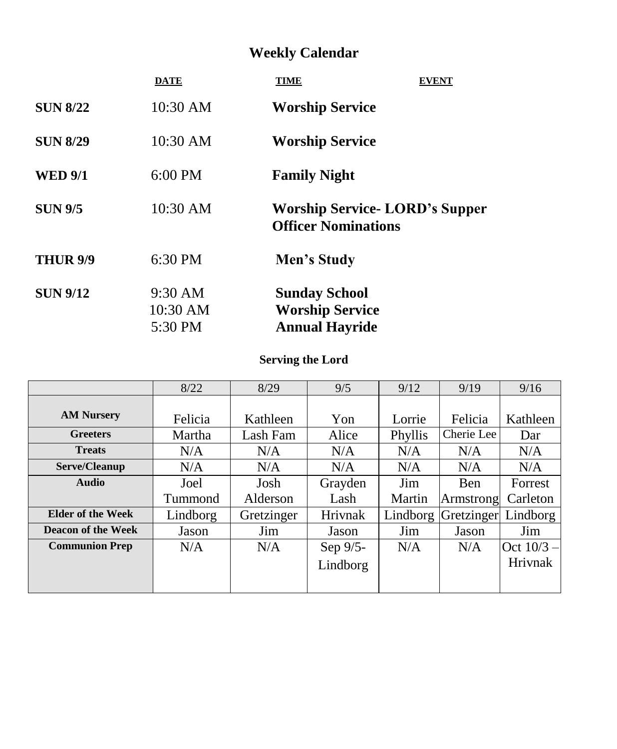# Weekly Calendar

| | DATE | TIME | EVENT |
|---|---|---|---|
| **SUN 8/22** | 10:30 AM | **Worship Service** | |
| **SUN 8/29** | 10:30 AM | **Worship Service** | |
| **WED 9/1** | 6:00 PM | **Family Night** | |
| **SUN 9/5** | 10:30 AM | **Worship Service- LORD's Supper**<br>**Officer Nominations** | |
| **THUR 9/9** | 6:30 PM | **Men's Study** | |
| **SUN 9/12** | 9:30 AM<br>10:30 AM<br>5:30 PM | **Sunday School**<br>**Worship Service**<br>**Annual Hayride** | |

## Serving the Lord

| | 8/22 | 8/29 | 9/5 | 9/12 | 9/19 | 9/16 |
|---|---|---|---|---|---|---|
| **AM Nursery** | Felicia | Kathleen | Yon | Lorrie | Felicia | Kathleen |
| **Greeters** | Martha | Lash Fam | Alice | Phyllis | Cherie Lee | Dar |
| **Treats** | N/A | N/A | N/A | N/A | N/A | N/A |
| **Serve/Cleanup** | N/A | N/A | N/A | N/A | N/A | N/A |
| **Audio** | Joel Tummond | Josh Alderson | Grayden Lash | Jim Martin | Ben Armstrong | Forrest Carleton |
| **Elder of the Week** | Lindborg | Gretzinger | Hrivnak | Lindborg | Gretzinger | Lindborg |
| **Deacon of the Week** | Jason | Jim | Jason | Jim | Jason | Jim |
| **Communion Prep** | N/A | N/A | Sep 9/5- Lindborg | N/A | N/A | Oct 10/3 – Hrivnak |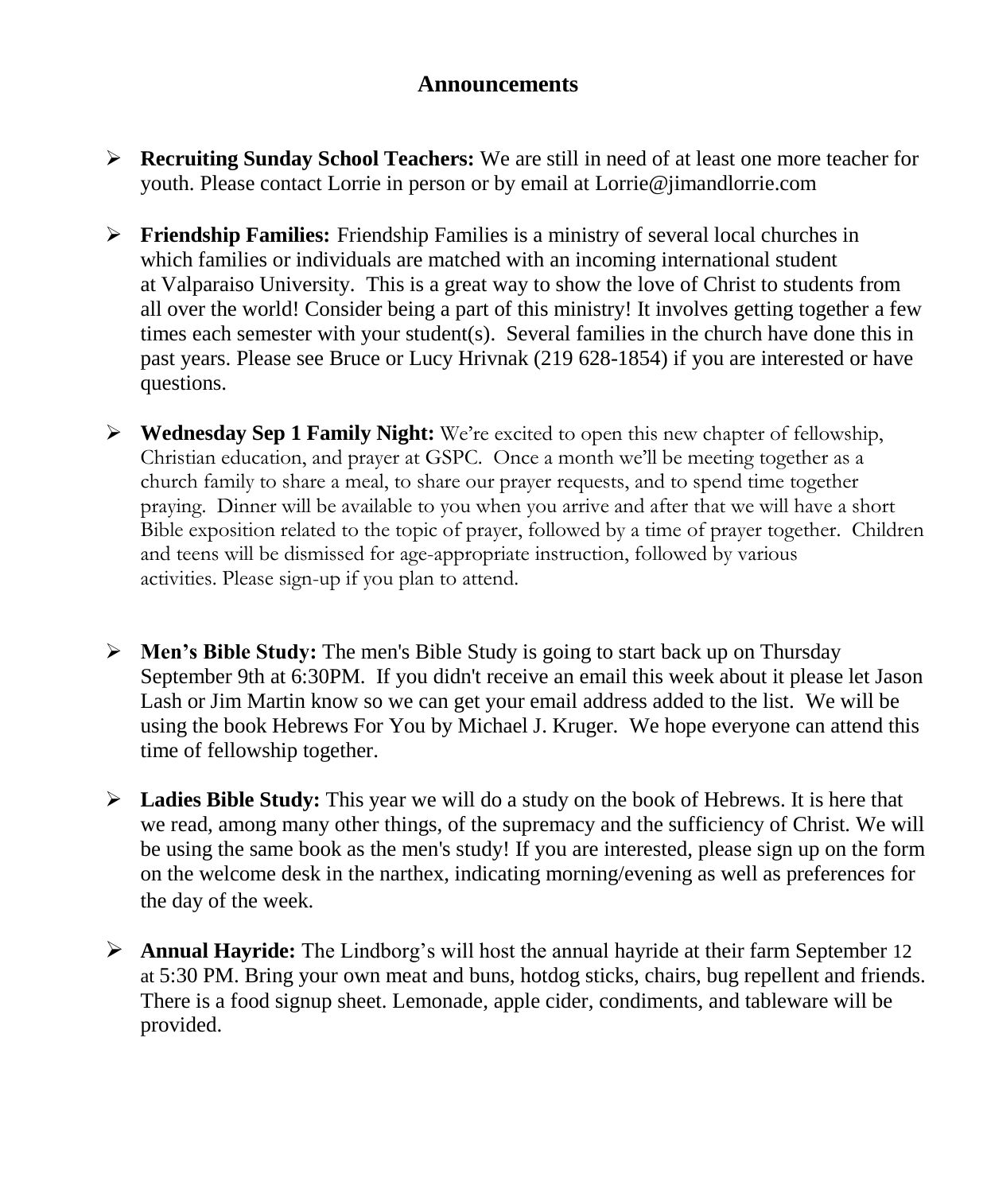## Announcements

- **Recruiting Sunday School Teachers:** We are still in need of at least one more teacher for youth. Please contact Lorrie in person or by email at Lorrie@jimandlorrie.com

- **Friendship Families:** Friendship Families is a ministry of several local churches in which families or individuals are matched with an incoming international student at Valparaiso University. This is a great way to show the love of Christ to students from all over the world! Consider being a part of this ministry! It involves getting together a few times each semester with your student(s). Several families in the church have done this in past years. Please see Bruce or Lucy Hrivnak (219 628-1854) if you are interested or have questions.

- **Wednesday Sep 1 Family Night:** We're excited to open this new chapter of fellowship, Christian education, and prayer at GSPC. Once a month we'll be meeting together as a church family to share a meal, to share our prayer requests, and to spend time together praying. Dinner will be available to you when you arrive and after that we will have a short Bible exposition related to the topic of prayer, followed by a time of prayer together. Children and teens will be dismissed for age-appropriate instruction, followed by various activities. Please sign-up if you plan to attend.

- **Men's Bible Study:** The men's Bible Study is going to start back up on Thursday September 9th at 6:30PM. If you didn't receive an email this week about it please let Jason Lash or Jim Martin know so we can get your email address added to the list. We will be using the book Hebrews For You by Michael J. Kruger. We hope everyone can attend this time of fellowship together.

- **Ladies Bible Study:** This year we will do a study on the book of Hebrews. It is here that we read, among many other things, of the supremacy and the sufficiency of Christ. We will be using the same book as the men's study! If you are interested, please sign up on the form on the welcome desk in the narthex, indicating morning/evening as well as preferences for the day of the week.

- **Annual Hayride:** The Lindborg's will host the annual hayride at their farm September 12 at 5:30 PM. Bring your own meat and buns, hotdog sticks, chairs, bug repellent and friends. There is a food signup sheet. Lemonade, apple cider, condiments, and tableware will be provided.